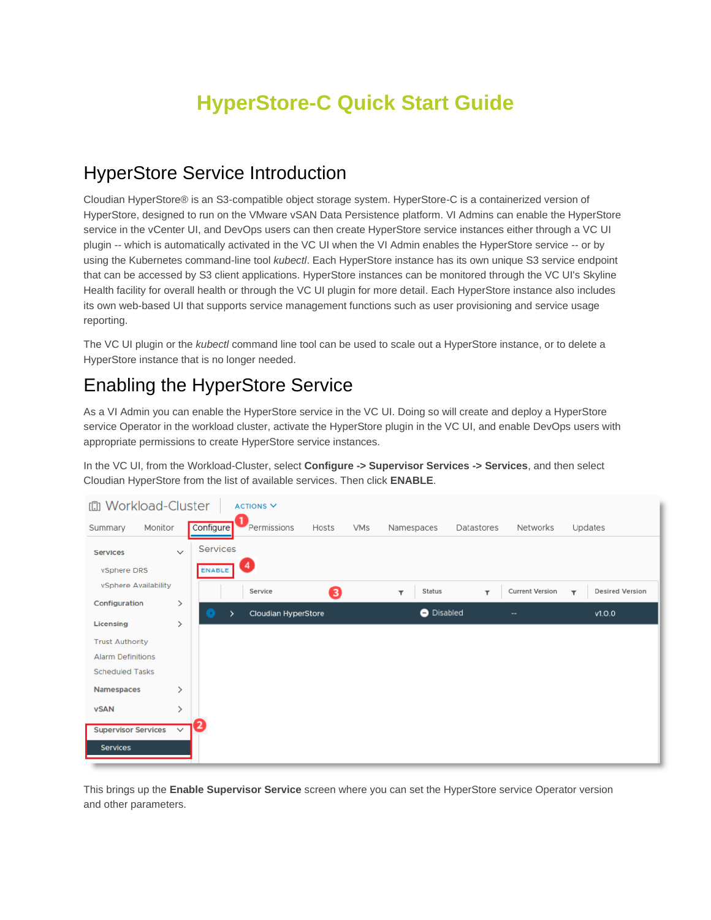# HyperStore-C Quick Start Guide

## HyperStore Service Introduction

Cloudian HyperStore® is an S3-compatible object storage system. HyperStore-C is a containerized version of HyperStore, designed to run on the VMware vSAN Data Persistence platform. VI Admins can enable the HyperStore service in the vCenter UI, and DevOps users can then create HyperStore service instances either through a VC UI plugin -- which is automatically activated in the VC UI when the VI Admin enables the HyperStore service -- or by using the Kubernetes command-line tool *kubectl*. Each HyperStore instance has its own unique S3 service endpoint that can be accessed by S3 client applications. HyperStore instances can be monitored through the VC UI's Skyline Health facility for overall health or through the VC UI plugin for more detail. Each HyperStore instance also includes its own web-based UI that supports service management functions such as user provisioning and service usage reporting.

The VC UI plugin or the *kubectl* command line tool can be used to scale out a HyperStore instance, or to delete a HyperStore instance that is no longer needed.

## Enabling the HyperStore Service

As a VI Admin you can enable the HyperStore service in the VC UI. Doing so will create and deploy a HyperStore service Operator in the workload cluster, activate the HyperStore plugin in the VC UI, and enable DevOps users with appropriate permissions to create HyperStore service instances.

In the VC UI, from the Workload-Cluster, select **Configure -> Supervisor Services -> Services**, and then select Cloudian HyperStore from the list of available services. Then click **ENABLE**.

This brings up the **Enable Supervisor Service** screen where you can set the HyperStore service Operator version and other parameters.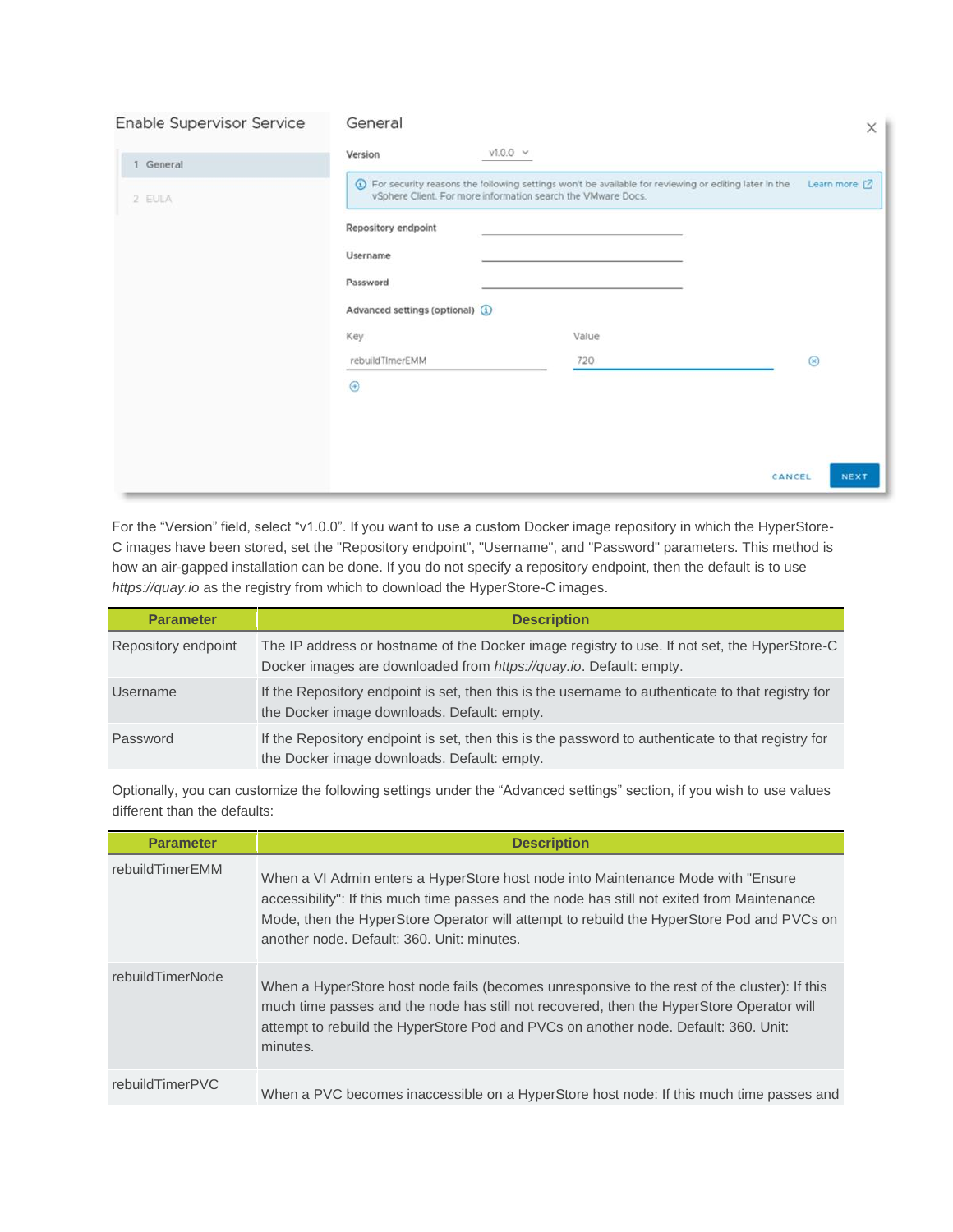For the “Version” field, select “v1.0.0”. If you want to use a custom Docker image repository in which the HyperStore-C images have been stored, set the "Repository endpoint", "Username", and "Password" parameters. This method is how an air-gapped installation can be done. If you do not specify a repository endpoint, then the default is to use *https://quay.io* as the registry from which to download the HyperStore-C images.

| Parameter | Description |
| --- | --- |
| Repository endpoint | The IP address or hostname of the Docker image registry to use. If not set, the HyperStore-C Docker images are downloaded from *https://quay.io*. Default: empty. |
| Username | If the Repository endpoint is set, then this is the username to authenticate to that registry for the Docker image downloads. Default: empty. |
| Password | If the Repository endpoint is set, then this is the password to authenticate to that registry for the Docker image downloads. Default: empty. |

Optionally, you can customize the following settings under the “Advanced settings” section, if you wish to use values different than the defaults:

| Parameter | Description |
| --- | --- |
| rebuildTimerEMM | When a VI Admin enters a HyperStore host node into Maintenance Mode with "Ensure accessibility": If this much time passes and the node has still not exited from Maintenance Mode, then the HyperStore Operator will attempt to rebuild the HyperStore Pod and PVCs on another node. Default: 360. Unit: minutes. |
| rebuildTimerNode | When a HyperStore host node fails (becomes unresponsive to the rest of the cluster): If this much time passes and the node has still not recovered, then the HyperStore Operator will attempt to rebuild the HyperStore Pod and PVCs on another node. Default: 360. Unit: minutes. |
| rebuildTimerPVC | When a PVC becomes inaccessible on a HyperStore host node: If this much time passes and |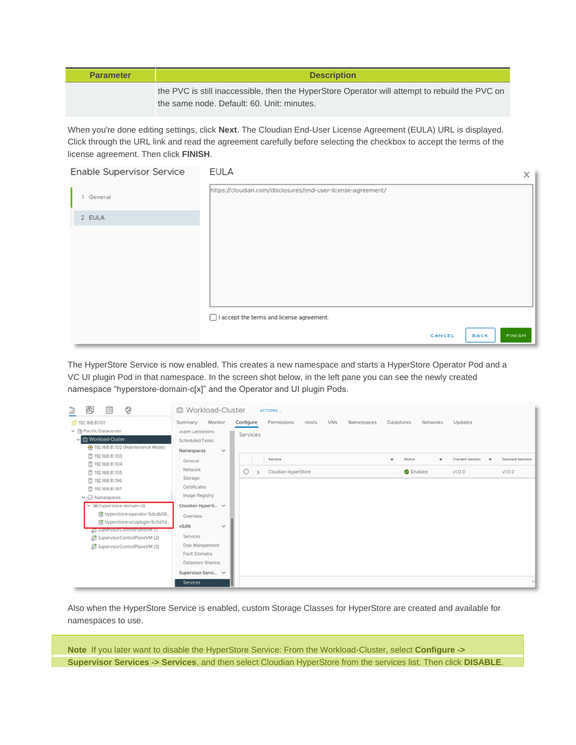| Parameter | Description |
|---|---|
| | the PVC is still inaccessible, then the HyperStore Operator will attempt to rebuild the PVC on the same node. Default: 60. Unit: minutes. |

When you're done editing settings, click **Next**. The Cloudian End-User License Agreement (EULA) URL is displayed. Click through the URL link and read the agreement carefully before selecting the checkbox to accept the terms of the license agreement. Then click **FINISH**.

The HyperStore Service is now enabled. This creates a new namespace and starts a HyperStore Operator Pod and a VC UI plugin Pod in that namespace. In the screen shot below, in the left pane you can see the newly created namespace "hyperstore-domain-c[x]" and the Operator and UI plugin Pods.

Also when the HyperStore Service is enabled, custom Storage Classes for HyperStore are created and available for namespaces to use.

**Note** If you later want to disable the HyperStore Service: From the Workload-Cluster, select **Configure -> Supervisor Services -> Services**, and then select Cloudian HyperStore from the services list. Then click **DISABLE**.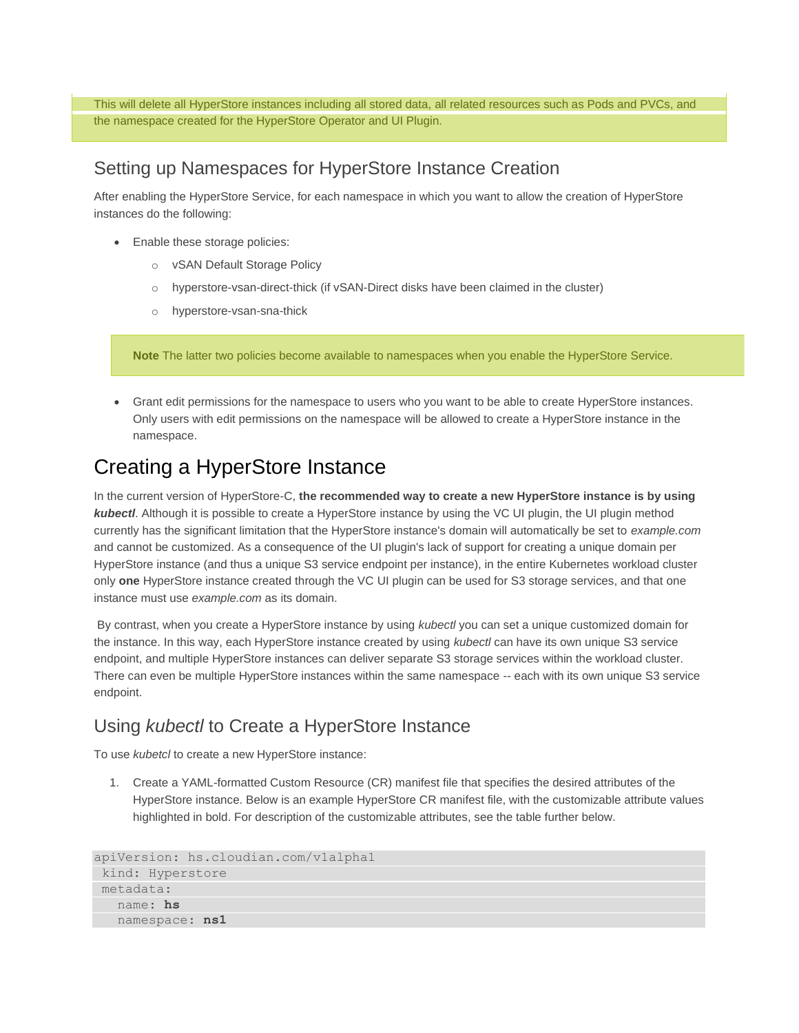This will delete all HyperStore instances including all stored data, all related resources such as Pods and PVCs, and the namespace created for the HyperStore Operator and UI Plugin.

## Setting up Namespaces for HyperStore Instance Creation

After enabling the HyperStore Service, for each namespace in which you want to allow the creation of HyperStore instances do the following:

- Enable these storage policies:
  - vSAN Default Storage Policy
  - hyperstore-vsan-direct-thick (if vSAN-Direct disks have been claimed in the cluster)
  - hyperstore-vsan-sna-thick

> **Note** The latter two policies become available to namespaces when you enable the HyperStore Service.

- Grant edit permissions for the namespace to users who you want to be able to create HyperStore instances. Only users with edit permissions on the namespace will be allowed to create a HyperStore instance in the namespace.

# Creating a HyperStore Instance

In the current version of HyperStore-C, **the recommended way to create a new HyperStore instance is by using *kubectl***. Although it is possible to create a HyperStore instance by using the VC UI plugin, the UI plugin method currently has the significant limitation that the HyperStore instance's domain will automatically be set to *example.com* and cannot be customized. As a consequence of the UI plugin's lack of support for creating a unique domain per HyperStore instance (and thus a unique S3 service endpoint per instance), in the entire Kubernetes workload cluster only **one** HyperStore instance created through the VC UI plugin can be used for S3 storage services, and that one instance must use *example.com* as its domain.

By contrast, when you create a HyperStore instance by using *kubectl* you can set a unique customized domain for the instance. In this way, each HyperStore instance created by using *kubectl* can have its own unique S3 service endpoint, and multiple HyperStore instances can deliver separate S3 storage services within the workload cluster. There can even be multiple HyperStore instances within the same namespace -- each with its own unique S3 service endpoint.

## Using *kubectl* to Create a HyperStore Instance

To use *kubetcl* to create a new HyperStore instance:

1. Create a YAML-formatted Custom Resource (CR) manifest file that specifies the desired attributes of the HyperStore instance. Below is an example HyperStore CR manifest file, with the customizable attribute values highlighted in bold. For description of the customizable attributes, see the table further below.

```
apiVersion: hs.cloudian.com/v1alpha1
 kind: Hyperstore
 metadata:
   name: hs
   namespace: ns1
```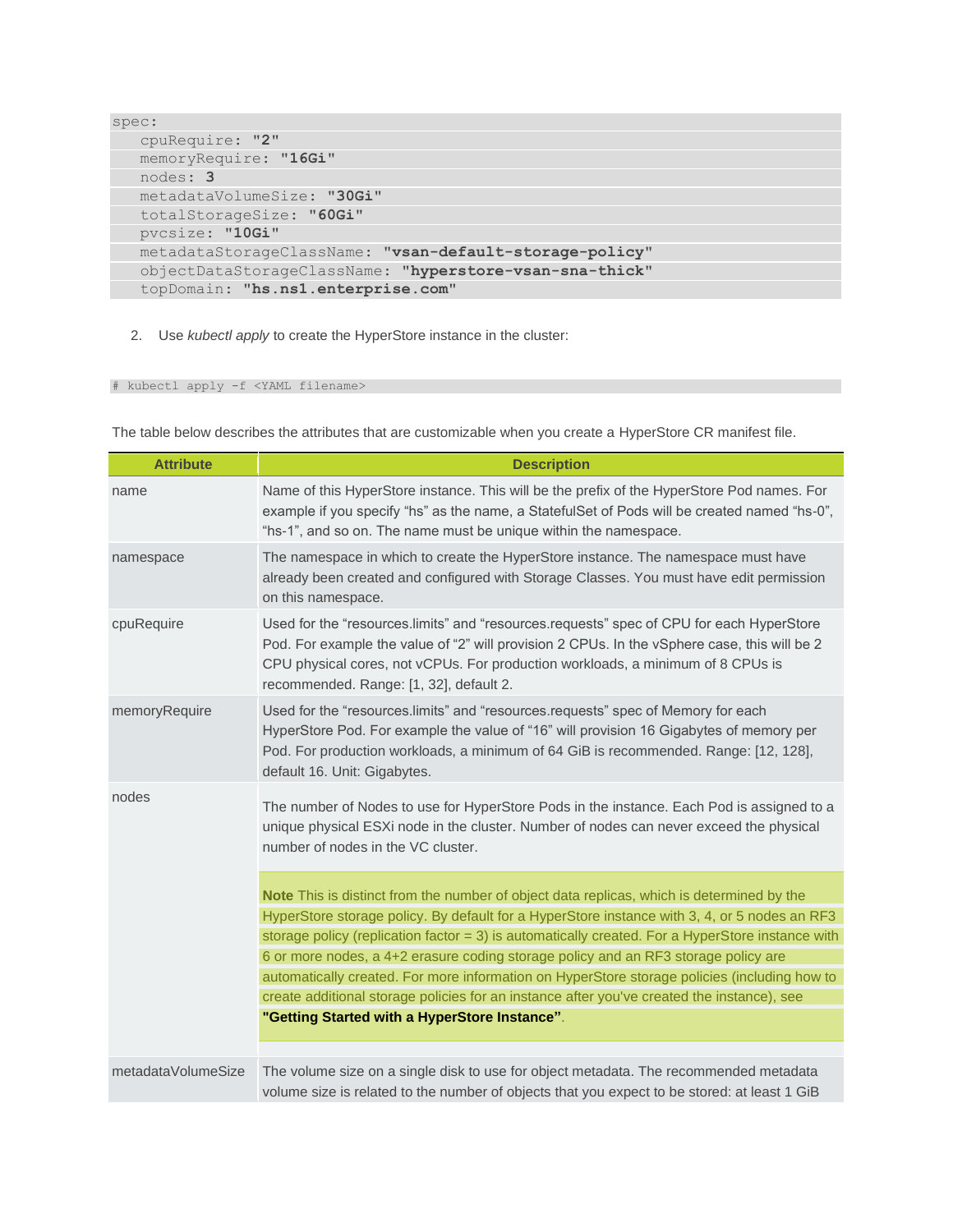```
spec:
   cpuRequire: "2"
   memoryRequire: "16Gi"
   nodes: 3
   metadataVolumeSize: "30Gi"
   totalStorageSize: "60Gi"
   pvcsize: "10Gi"
   metadataStorageClassName: "vsan-default-storage-policy"
   objectDataStorageClassName: "hyperstore-vsan-sna-thick"
   topDomain: "hs.ns1.enterprise.com"
```

2. Use *kubectl apply* to create the HyperStore instance in the cluster:

```
# kubectl apply -f <YAML filename>
```

The table below describes the attributes that are customizable when you create a HyperStore CR manifest file.

| Attribute | Description |
|---|---|
| name | Name of this HyperStore instance. This will be the prefix of the HyperStore Pod names. For example if you specify "hs" as the name, a StatefulSet of Pods will be created named "hs-0", "hs-1", and so on. The name must be unique within the namespace. |
| namespace | The namespace in which to create the HyperStore instance. The namespace must have already been created and configured with Storage Classes. You must have edit permission on this namespace. |
| cpuRequire | Used for the "resources.limits" and "resources.requests" spec of CPU for each HyperStore Pod. For example the value of "2" will provision 2 CPUs. In the vSphere case, this will be 2 CPU physical cores, not vCPUs. For production workloads, a minimum of 8 CPUs is recommended. Range: [1, 32], default 2. |
| memoryRequire | Used for the "resources.limits" and "resources.requests" spec of Memory for each HyperStore Pod. For example the value of "16" will provision 16 Gigabytes of memory per Pod. For production workloads, a minimum of 64 GiB is recommended. Range: [12, 128], default 16. Unit: Gigabytes. |
| nodes | The number of Nodes to use for HyperStore Pods in the instance. Each Pod is assigned to a unique physical ESXi node in the cluster. Number of nodes can never exceed the physical number of nodes in the VC cluster.<br><br>**Note** This is distinct from the number of object data replicas, which is determined by the HyperStore storage policy. By default for a HyperStore instance with 3, 4, or 5 nodes an RF3 storage policy (replication factor = 3) is automatically created. For a HyperStore instance with 6 or more nodes, a 4+2 erasure coding storage policy and an RF3 storage policy are automatically created. For more information on HyperStore storage policies (including how to create additional storage policies for an instance after you've created the instance), see **"Getting Started with a HyperStore Instance"**. |
| metadataVolumeSize | The volume size on a single disk to use for object metadata. The recommended metadata volume size is related to the number of objects that you expect to be stored: at least 1 GiB |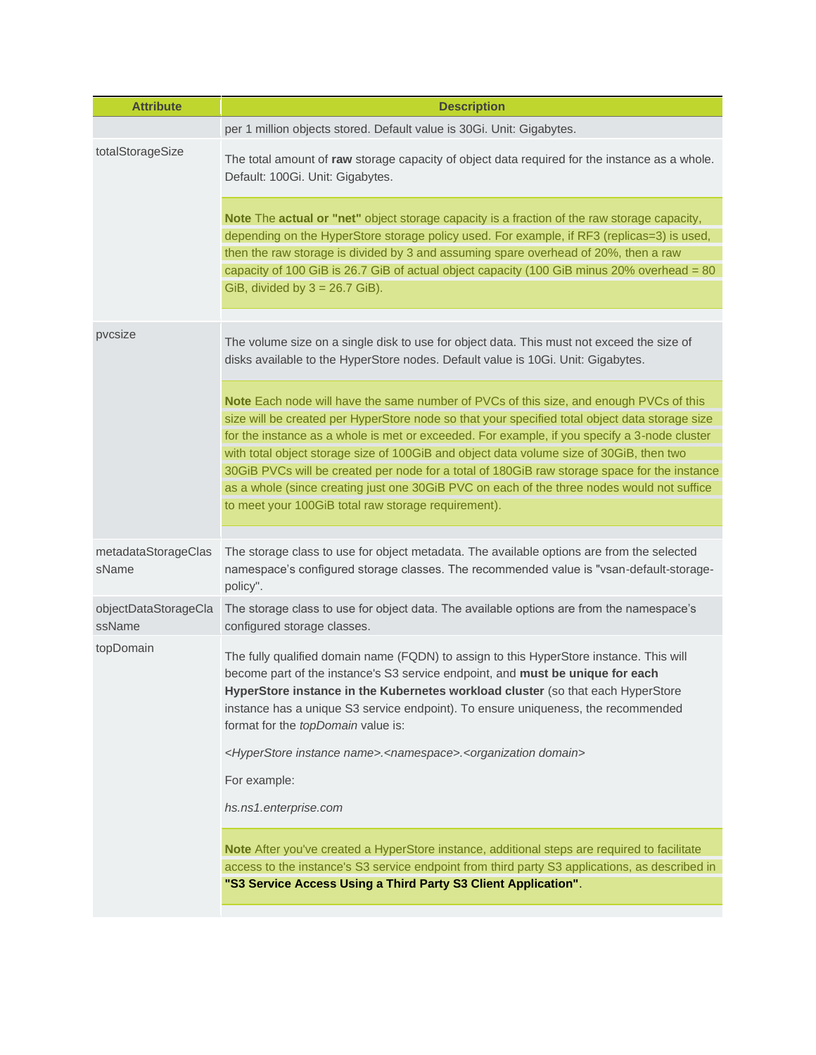| Attribute | Description |
| --- | --- |
| | per 1 million objects stored. Default value is 30Gi. Unit: Gigabytes. |
| totalStorageSize | The total amount of **raw** storage capacity of object data required for the instance as a whole. Default: 100Gi. Unit: Gigabytes.<br><br>**Note** The **actual or "net"** object storage capacity is a fraction of the raw storage capacity, depending on the HyperStore storage policy used. For example, if RF3 (replicas=3) is used, then the raw storage is divided by 3 and assuming spare overhead of 20%, then a raw capacity of 100 GiB is 26.7 GiB of actual object capacity (100 GiB minus 20% overhead = 80 GiB, divided by 3 = 26.7 GiB). |
| pvcsize | The volume size on a single disk to use for object data. This must not exceed the size of disks available to the HyperStore nodes. Default value is 10Gi. Unit: Gigabytes.<br><br>**Note** Each node will have the same number of PVCs of this size, and enough PVCs of this size will be created per HyperStore node so that your specified total object data storage size for the instance as a whole is met or exceeded. For example, if you specify a 3-node cluster with total object storage size of 100GiB and object data volume size of 30GiB, then two 30GiB PVCs will be created per node for a total of 180GiB raw storage space for the instance as a whole (since creating just one 30GiB PVC on each of the three nodes would not suffice to meet your 100GiB total raw storage requirement). |
| metadataStorageClassName | The storage class to use for object metadata. The available options are from the selected namespace's configured storage classes. The recommended value is "vsan-default-storage-policy". |
| objectDataStorageClassName | The storage class to use for object data. The available options are from the namespace's configured storage classes. |
| topDomain | The fully qualified domain name (FQDN) to assign to this HyperStore instance. This will become part of the instance's S3 service endpoint, and **must be unique for each HyperStore instance in the Kubernetes workload cluster** (so that each HyperStore instance has a unique S3 service endpoint). To ensure uniqueness, the recommended format for the *topDomain* value is:<br><br>*<HyperStore instance name>.<namespace>.<organization domain>*<br><br>For example:<br><br>*hs.ns1.enterprise.com*<br><br>**Note** After you've created a HyperStore instance, additional steps are required to facilitate access to the instance's S3 service endpoint from third party S3 applications, as described in **"S3 Service Access Using a Third Party S3 Client Application"**. |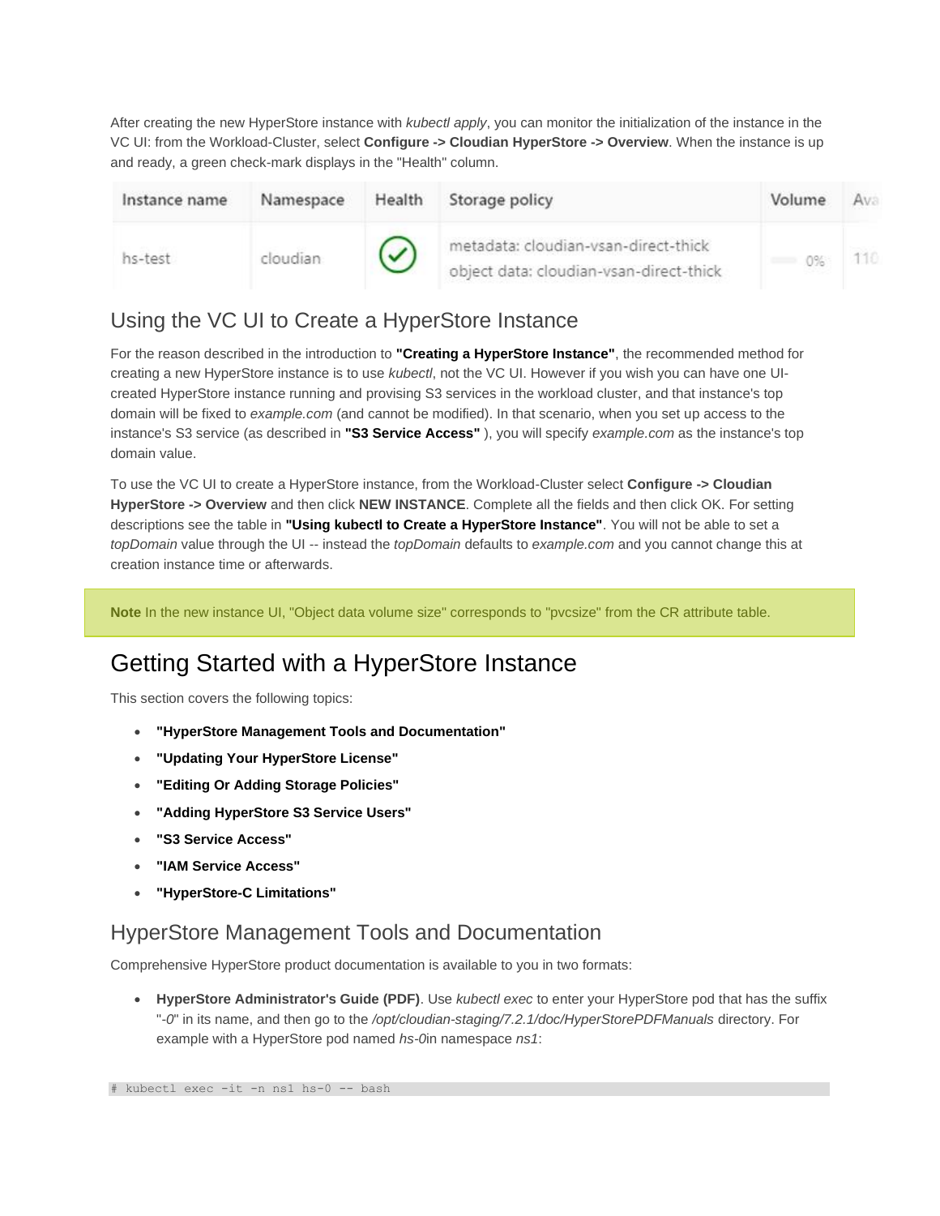After creating the new HyperStore instance with *kubectl apply*, you can monitor the initialization of the instance in the VC UI: from the Workload-Cluster, select **Configure -> Cloudian HyperStore -> Overview**. When the instance is up and ready, a green check-mark displays in the "Health" column.

| Instance name | Namespace | Health | Storage policy | Volume | Ava |
|---|---|---|---|---|---|
| hs-test | cloudian | ✓ | metadata: cloudian-vsan-direct-thick<br>object data: cloudian-vsan-direct-thick | 0% | 110 |

## Using the VC UI to Create a HyperStore Instance

For the reason described in the introduction to **"Creating a HyperStore Instance"**, the recommended method for creating a new HyperStore instance is to use *kubectl*, not the VC UI. However if you wish you can have one UI-created HyperStore instance running and provising S3 services in the workload cluster, and that instance's top domain will be fixed to *example.com* (and cannot be modified). In that scenario, when you set up access to the instance's S3 service (as described in **"S3 Service Access"** ), you will specify *example.com* as the instance's top domain value.

To use the VC UI to create a HyperStore instance, from the Workload-Cluster select **Configure -> Cloudian HyperStore -> Overview** and then click **NEW INSTANCE**. Complete all the fields and then click OK. For setting descriptions see the table in **"Using kubectl to Create a HyperStore Instance"**. You will not be able to set a *topDomain* value through the UI -- instead the *topDomain* defaults to *example.com* and you cannot change this at creation instance time or afterwards.

> **Note** In the new instance UI, "Object data volume size" corresponds to "pvcsize" from the CR attribute table.

# Getting Started with a HyperStore Instance

This section covers the following topics:

- **"HyperStore Management Tools and Documentation"**
- **"Updating Your HyperStore License"**
- **"Editing Or Adding Storage Policies"**
- **"Adding HyperStore S3 Service Users"**
- **"S3 Service Access"**
- **"IAM Service Access"**
- **"HyperStore-C Limitations"**

## HyperStore Management Tools and Documentation

Comprehensive HyperStore product documentation is available to you in two formats:

- **HyperStore Administrator's Guide (PDF)**. Use *kubectl exec* to enter your HyperStore pod that has the suffix "*-0*" in its name, and then go to the */opt/cloudian-staging/7.2.1/doc/HyperStorePDFManuals* directory. For example with a HyperStore pod named *hs-0*in namespace *ns1*:

```
# kubectl exec -it -n ns1 hs-0 -- bash
```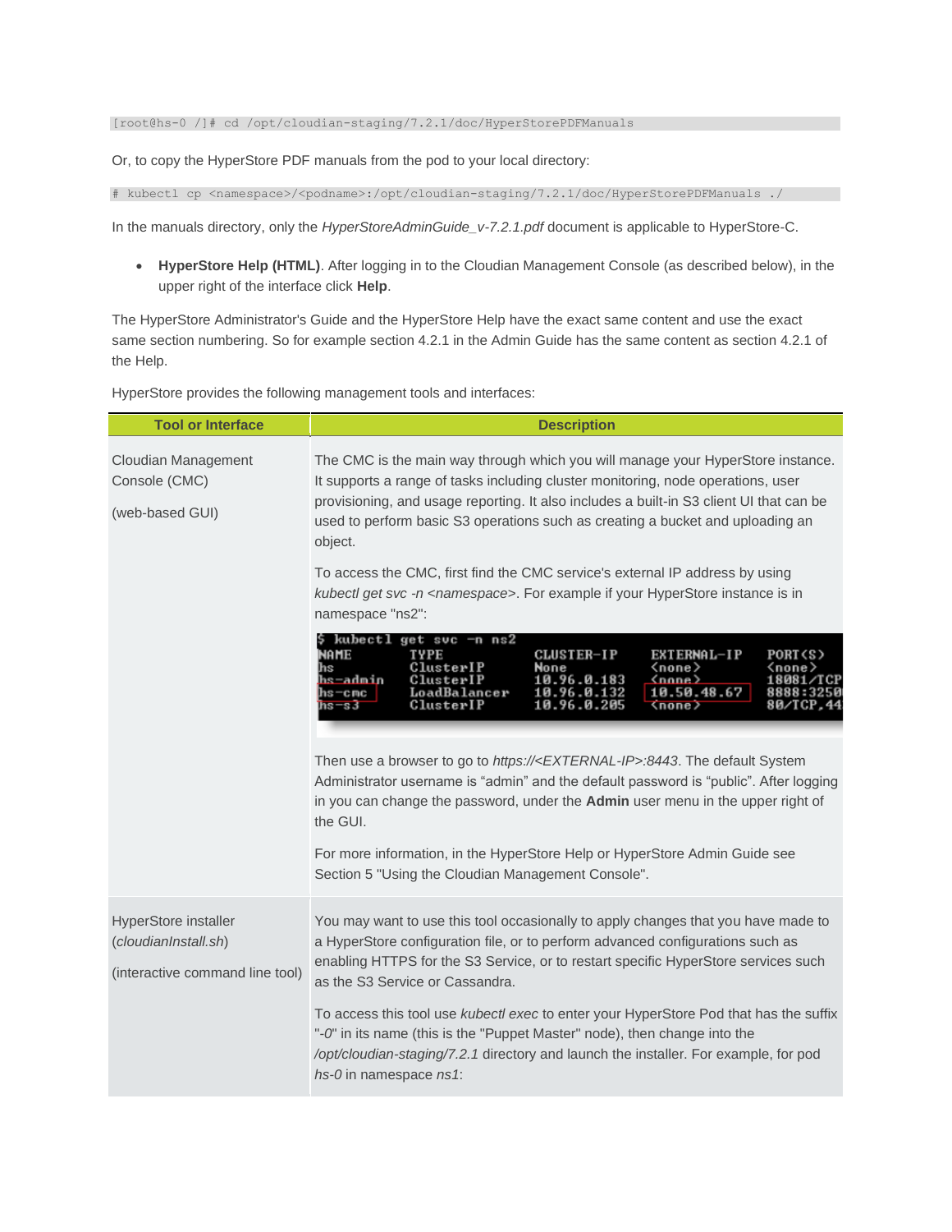```
[root@hs-0 /]# cd /opt/cloudian-staging/7.2.1/doc/HyperStorePDFManuals
```

Or, to copy the HyperStore PDF manuals from the pod to your local directory:

```
# kubectl cp <namespace>/<podname>:/opt/cloudian-staging/7.2.1/doc/HyperStorePDFManuals ./
```

In the manuals directory, only the *HyperStoreAdminGuide_v-7.2.1.pdf* document is applicable to HyperStore-C.

- **HyperStore Help (HTML)**. After logging in to the Cloudian Management Console (as described below), in the upper right of the interface click **Help**.

The HyperStore Administrator's Guide and the HyperStore Help have the exact same content and use the exact same section numbering. So for example section 4.2.1 in the Admin Guide has the same content as section 4.2.1 of the Help.

HyperStore provides the following management tools and interfaces:

| Tool or Interface | Description |
|---|---|
| Cloudian Management Console (CMC)<br><br>(web-based GUI) | The CMC is the main way through which you will manage your HyperStore instance. It supports a range of tasks including cluster monitoring, node operations, user provisioning, and usage reporting. It also includes a built-in S3 client UI that can be used to perform basic S3 operations such as creating a bucket and uploading an object.<br><br>To access the CMC, first find the CMC service's external IP address by using *kubectl get svc -n <namespace>*. For example if your HyperStore instance is in namespace "ns2":<br><br>`$ kubectl get svc -n ns2`<br>`NAME  TYPE  CLUSTER-IP  EXTERNAL-IP  PORT(S)`<br>`hs  ClusterIP  None  <none>  <none>`<br>`hs-admin  ClusterIP  10.96.0.183  <none>  18081/TCP`<br>`hs-cmc  LoadBalancer  10.96.0.132  10.50.48.67  8888:3250`<br>`hs-s3  ClusterIP  10.96.0.205  <none>  80/TCP,44`<br><br>Then use a browser to go to *https://<EXTERNAL-IP>:8443*. The default System Administrator username is "admin" and the default password is "public". After logging in you can change the password, under the **Admin** user menu in the upper right of the GUI.<br><br>For more information, in the HyperStore Help or HyperStore Admin Guide see Section 5 "Using the Cloudian Management Console". |
| HyperStore installer (*cloudianInstall.sh*)<br><br>(interactive command line tool) | You may want to use this tool occasionally to apply changes that you have made to a HyperStore configuration file, or to perform advanced configurations such as enabling HTTPS for the S3 Service, or to restart specific HyperStore services such as the S3 Service or Cassandra.<br><br>To access this tool use *kubectl exec* to enter your HyperStore Pod that has the suffix "*-0*" in its name (this is the "Puppet Master" node), then change into the */opt/cloudian-staging/7.2.1* directory and launch the installer. For example, for pod *hs-0* in namespace *ns1*: |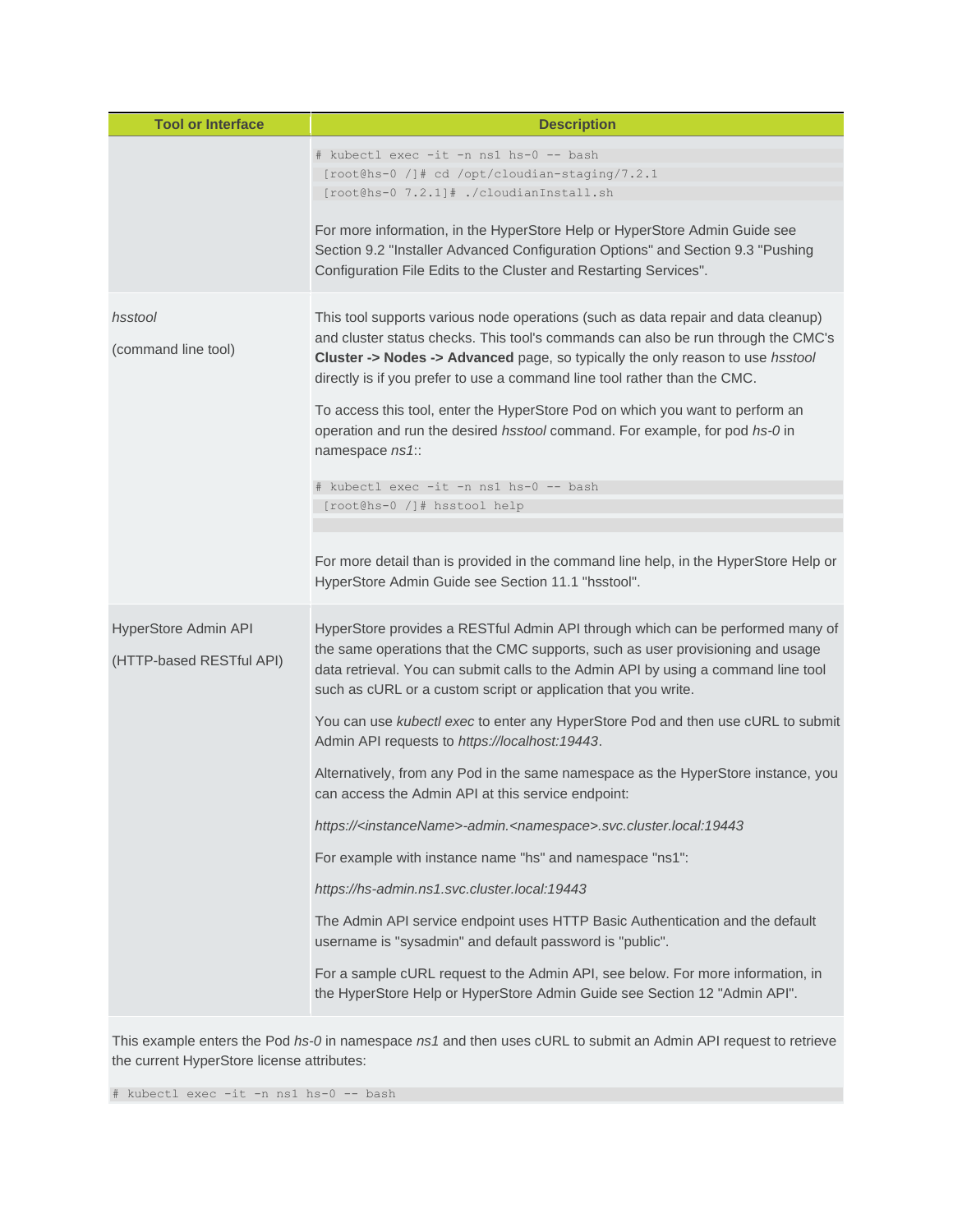| Tool or Interface | Description |
|---|---|
| | `# kubectl exec -it -n ns1 hs-0 -- bash`<br>`[root@hs-0 /]# cd /opt/cloudian-staging/7.2.1`<br>`[root@hs-0 7.2.1]# ./cloudianInstall.sh`<br><br>For more information, in the HyperStore Help or HyperStore Admin Guide see Section 9.2 "Installer Advanced Configuration Options" and Section 9.3 "Pushing Configuration File Edits to the Cluster and Restarting Services". |
| *hsstool*<br><br>(command line tool) | This tool supports various node operations (such as data repair and data cleanup) and cluster status checks. This tool's commands can also be run through the CMC's **Cluster -> Nodes -> Advanced** page, so typically the only reason to use *hsstool* directly is if you prefer to use a command line tool rather than the CMC.<br><br>To access this tool, enter the HyperStore Pod on which you want to perform an operation and run the desired *hsstool* command. For example, for pod *hs-0* in namespace *ns1*::<br><br>`# kubectl exec -it -n ns1 hs-0 -- bash`<br>`[root@hs-0 /]# hsstool help`<br><br>For more detail than is provided in the command line help, in the HyperStore Help or HyperStore Admin Guide see Section 11.1 "hsstool". |
| HyperStore Admin API<br><br>(HTTP-based RESTful API) | HyperStore provides a RESTful Admin API through which can be performed many of the same operations that the CMC supports, such as user provisioning and usage data retrieval. You can submit calls to the Admin API by using a command line tool such as cURL or a custom script or application that you write.<br><br>You can use *kubectl exec* to enter any HyperStore Pod and then use cURL to submit Admin API requests to *https://localhost:19443*.<br><br>Alternatively, from any Pod in the same namespace as the HyperStore instance, you can access the Admin API at this service endpoint:<br><br>*https://<instanceName>-admin.<namespace>.svc.cluster.local:19443*<br><br>For example with instance name "hs" and namespace "ns1":<br><br>*https://hs-admin.ns1.svc.cluster.local:19443*<br><br>The Admin API service endpoint uses HTTP Basic Authentication and the default username is "sysadmin" and default password is "public".<br><br>For a sample cURL request to the Admin API, see below. For more information, in the HyperStore Help or HyperStore Admin Guide see Section 12 "Admin API". |

This example enters the Pod *hs-0* in namespace *ns1* and then uses cURL to submit an Admin API request to retrieve the current HyperStore license attributes:

```
# kubectl exec -it -n ns1 hs-0 -- bash
```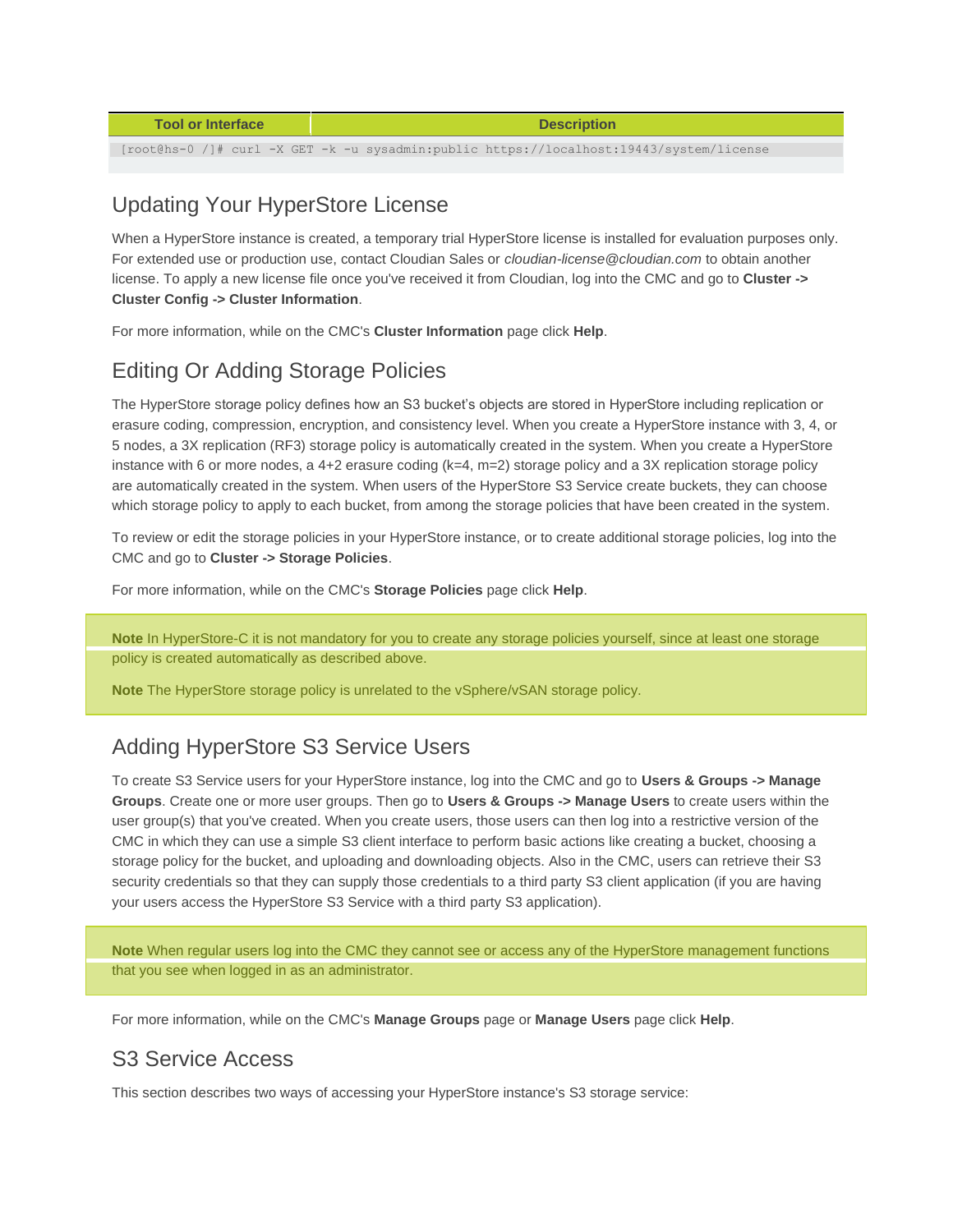| Tool or Interface | Description |
| --- | --- |

```
[root@hs-0 /]# curl -X GET -k -u sysadmin:public https://localhost:19443/system/license
```

## Updating Your HyperStore License

When a HyperStore instance is created, a temporary trial HyperStore license is installed for evaluation purposes only. For extended use or production use, contact Cloudian Sales or *cloudian-license@cloudian.com* to obtain another license. To apply a new license file once you've received it from Cloudian, log into the CMC and go to **Cluster -> Cluster Config -> Cluster Information**.

For more information, while on the CMC's **Cluster Information** page click **Help**.

## Editing Or Adding Storage Policies

The HyperStore storage policy defines how an S3 bucket's objects are stored in HyperStore including replication or erasure coding, compression, encryption, and consistency level. When you create a HyperStore instance with 3, 4, or 5 nodes, a 3X replication (RF3) storage policy is automatically created in the system. When you create a HyperStore instance with 6 or more nodes, a 4+2 erasure coding (k=4, m=2) storage policy and a 3X replication storage policy are automatically created in the system. When users of the HyperStore S3 Service create buckets, they can choose which storage policy to apply to each bucket, from among the storage policies that have been created in the system.

To review or edit the storage policies in your HyperStore instance, or to create additional storage policies, log into the CMC and go to **Cluster -> Storage Policies**.

For more information, while on the CMC's **Storage Policies** page click **Help**.

> **Note** In HyperStore-C it is not mandatory for you to create any storage policies yourself, since at least one storage policy is created automatically as described above.
>
> **Note** The HyperStore storage policy is unrelated to the vSphere/vSAN storage policy.

## Adding HyperStore S3 Service Users

To create S3 Service users for your HyperStore instance, log into the CMC and go to **Users & Groups -> Manage Groups**. Create one or more user groups. Then go to **Users & Groups -> Manage Users** to create users within the user group(s) that you've created. When you create users, those users can then log into a restrictive version of the CMC in which they can use a simple S3 client interface to perform basic actions like creating a bucket, choosing a storage policy for the bucket, and uploading and downloading objects. Also in the CMC, users can retrieve their S3 security credentials so that they can supply those credentials to a third party S3 client application (if you are having your users access the HyperStore S3 Service with a third party S3 application).

> **Note** When regular users log into the CMC they cannot see or access any of the HyperStore management functions that you see when logged in as an administrator.

For more information, while on the CMC's **Manage Groups** page or **Manage Users** page click **Help**.

## S3 Service Access

This section describes two ways of accessing your HyperStore instance's S3 storage service: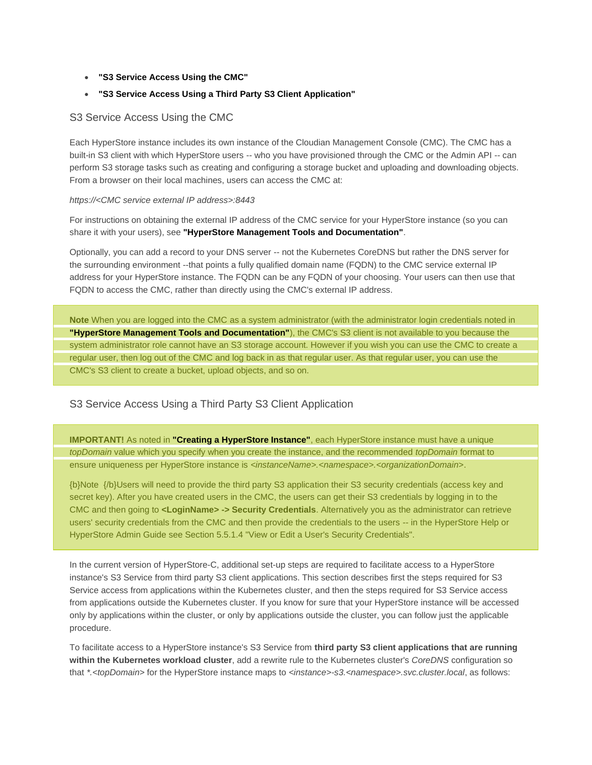- **"S3 Service Access Using the CMC"**
- **"S3 Service Access Using a Third Party S3 Client Application"**

## S3 Service Access Using the CMC

Each HyperStore instance includes its own instance of the Cloudian Management Console (CMC). The CMC has a built-in S3 client with which HyperStore users -- who you have provisioned through the CMC or the Admin API -- can perform S3 storage tasks such as creating and configuring a storage bucket and uploading and downloading objects. From a browser on their local machines, users can access the CMC at:

*https://<CMC service external IP address>:8443*

For instructions on obtaining the external IP address of the CMC service for your HyperStore instance (so you can share it with your users), see **"HyperStore Management Tools and Documentation"**.

Optionally, you can add a record to your DNS server -- not the Kubernetes CoreDNS but rather the DNS server for the surrounding environment --that points a fully qualified domain name (FQDN) to the CMC service external IP address for your HyperStore instance. The FQDN can be any FQDN of your choosing. Your users can then use that FQDN to access the CMC, rather than directly using the CMC's external IP address.

> **Note** When you are logged into the CMC as a system administrator (with the administrator login credentials noted in **"HyperStore Management Tools and Documentation"**), the CMC's S3 client is not available to you because the system administrator role cannot have an S3 storage account. However if you wish you can use the CMC to create a regular user, then log out of the CMC and log back in as that regular user. As that regular user, you can use the CMC's S3 client to create a bucket, upload objects, and so on.

## S3 Service Access Using a Third Party S3 Client Application

> **IMPORTANT!** As noted in **"Creating a HyperStore Instance"**, each HyperStore instance must have a unique *topDomain* value which you specify when you create the instance, and the recommended *topDomain* format to ensure uniqueness per HyperStore instance is *<instanceName>.<namespace>.<organizationDomain>*.
>
> {b}Note {/b}Users will need to provide the third party S3 application their S3 security credentials (access key and secret key). After you have created users in the CMC, the users can get their S3 credentials by logging in to the CMC and then going to **<LoginName> -> Security Credentials**. Alternatively you as the administrator can retrieve users' security credentials from the CMC and then provide the credentials to the users -- in the HyperStore Help or HyperStore Admin Guide see Section 5.5.1.4 "View or Edit a User's Security Credentials".

In the current version of HyperStore-C, additional set-up steps are required to facilitate access to a HyperStore instance's S3 Service from third party S3 client applications. This section describes first the steps required for S3 Service access from applications within the Kubernetes cluster, and then the steps required for S3 Service access from applications outside the Kubernetes cluster. If you know for sure that your HyperStore instance will be accessed only by applications within the cluster, or only by applications outside the cluster, you can follow just the applicable procedure.

To facilitate access to a HyperStore instance's S3 Service from **third party S3 client applications that are running within the Kubernetes workload cluster**, add a rewrite rule to the Kubernetes cluster's *CoreDNS* configuration so that *\*.<topDomain>* for the HyperStore instance maps to *<instance>-s3.<namespace>.svc.cluster.local*, as follows: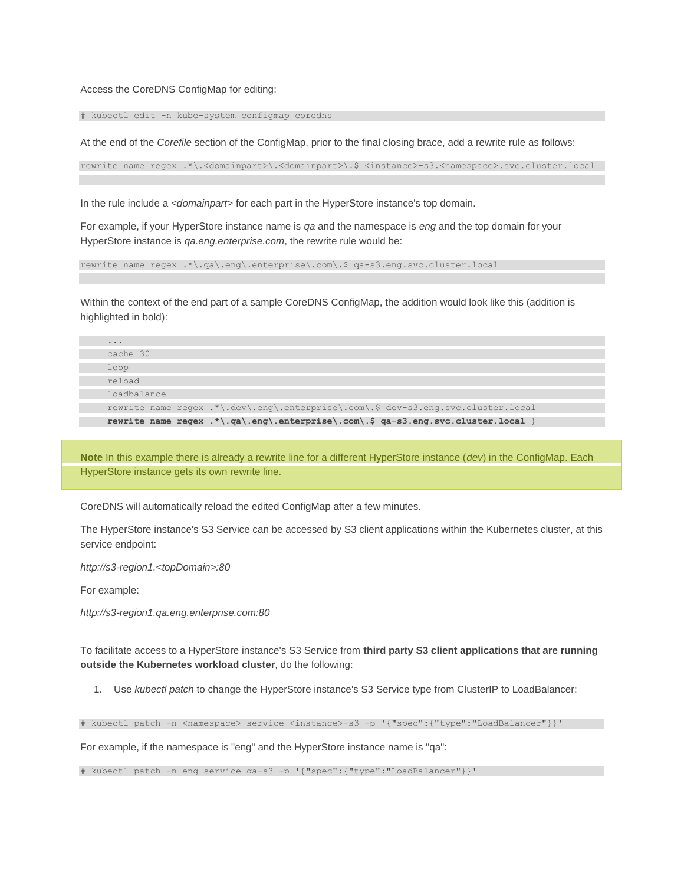Access the CoreDNS ConfigMap for editing:

```
# kubectl edit -n kube-system configmap coredns
```

At the end of the *Corefile* section of the ConfigMap, prior to the final closing brace, add a rewrite rule as follows:

```
rewrite name regex .*\.<domainpart>\.<domainpart>\.$ <instance>-s3.<namespace>.svc.cluster.local
```

In the rule include a *<domainpart>* for each part in the HyperStore instance's top domain.

For example, if your HyperStore instance name is *qa* and the namespace is *eng* and the top domain for your HyperStore instance is *qa.eng.enterprise.com*, the rewrite rule would be:

```
rewrite name regex .*\.qa\.eng\.enterprise\.com\.$ qa-s3.eng.svc.cluster.local
```

Within the context of the end part of a sample CoreDNS ConfigMap, the addition would look like this (addition is highlighted in bold):

```
    ...
    cache 30
    loop
    reload
    loadbalance
    rewrite name regex .*\.dev\.eng\.enterprise\.com\.$ dev-s3.eng.svc.cluster.local
    rewrite name regex .*\.qa\.eng\.enterprise\.com\.$ qa-s3.eng.svc.cluster.local }
```

**Note** In this example there is already a rewrite line for a different HyperStore instance (*dev*) in the ConfigMap. Each HyperStore instance gets its own rewrite line.

CoreDNS will automatically reload the edited ConfigMap after a few minutes.

The HyperStore instance's S3 Service can be accessed by S3 client applications within the Kubernetes cluster, at this service endpoint:

*http://s3-region1.<topDomain>:80*

For example:

*http://s3-region1.qa.eng.enterprise.com:80*

To facilitate access to a HyperStore instance's S3 Service from **third party S3 client applications that are running outside the Kubernetes workload cluster**, do the following:

1. Use *kubectl patch* to change the HyperStore instance's S3 Service type from ClusterIP to LoadBalancer:

```
# kubectl patch -n <namespace> service <instance>-s3 -p '{"spec":{"type":"LoadBalancer"}}'
```

For example, if the namespace is "eng" and the HyperStore instance name is "qa":

```
# kubectl patch -n eng service qa-s3 -p '{"spec":{"type":"LoadBalancer"}}'
```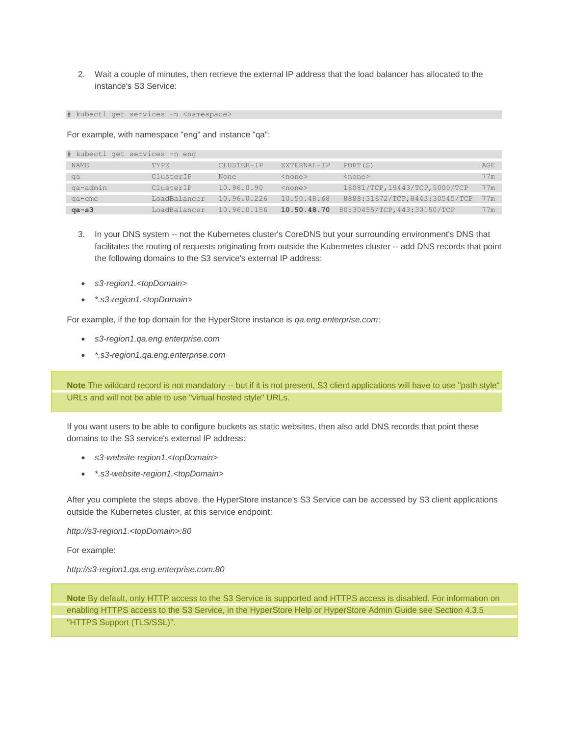2. Wait a couple of minutes, then retrieve the external IP address that the load balancer has allocated to the instance's S3 Service:

```
# kubectl get services -n <namespace>
```

For example, with namespace "eng" and instance "qa":

```
# kubectl get services -n eng
NAME          TYPE           CLUSTER-IP    EXTERNAL-IP   PORT(S)                        AGE
qa            ClusterIP      None          <none>        <none>                         77m
qa-admin      ClusterIP      10.96.0.90    <none>        18081/TCP,19443/TCP,5000/TCP   77m
qa-cmc        LoadBalancer   10.96.0.226   10.50.48.68   8888:31672/TCP,8443:30545/TCP  77m
qa-s3         LoadBalancer   10.96.0.156   10.50.48.70   80:30455/TCP,443:30150/TCP     77m
```

3. In your DNS system -- not the Kubernetes cluster's CoreDNS but your surrounding environment's DNS that facilitates the routing of requests originating from outside the Kubernetes cluster -- add DNS records that point the following domains to the S3 service's external IP address:

- *s3-region1.<topDomain>*
- *\*.s3-region1.<topDomain>*

For example, if the top domain for the HyperStore instance is *qa.eng.enterprise.com*:

- *s3-region1.qa.eng.enterprise.com*
- *\*.s3-region1.qa.eng.enterprise.com*

> **Note** The wildcard record is not mandatory -- but if it is not present, S3 client applications will have to use "path style" URLs and will not be able to use "virtual hosted style" URLs.

If you want users to be able to configure buckets as static websites, then also add DNS records that point these domains to the S3 service's external IP address:

- *s3-website-region1.<topDomain>*
- *\*.s3-website-region1.<topDomain>*

After you complete the steps above, the HyperStore instance's S3 Service can be accessed by S3 client applications outside the Kubernetes cluster, at this service endpoint:

*http://s3-region1.<topDomain>:80*

For example:

*http://s3-region1.qa.eng.enterprise.com:80*

> **Note** By default, only HTTP access to the S3 Service is supported and HTTPS access is disabled. For information on enabling HTTPS access to the S3 Service, in the HyperStore Help or HyperStore Admin Guide see Section 4.3.5 "HTTPS Support (TLS/SSL)".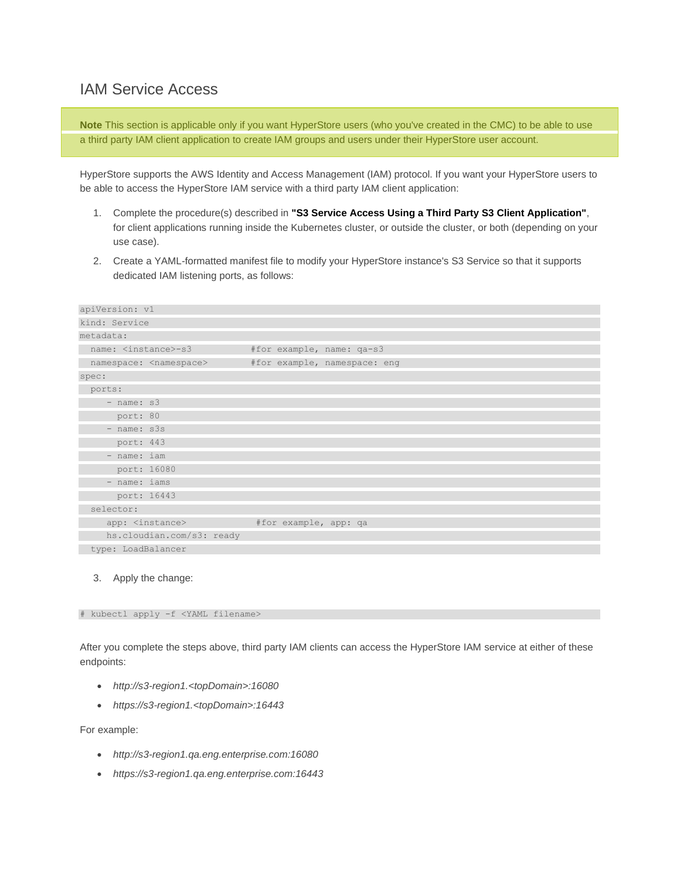# IAM Service Access

> **Note** This section is applicable only if you want HyperStore users (who you've created in the CMC) to be able to use a third party IAM client application to create IAM groups and users under their HyperStore user account.

HyperStore supports the AWS Identity and Access Management (IAM) protocol. If you want your HyperStore users to be able to access the HyperStore IAM service with a third party IAM client application:

1. Complete the procedure(s) described in **"S3 Service Access Using a Third Party S3 Client Application"**, for client applications running inside the Kubernetes cluster, or outside the cluster, or both (depending on your use case).
2. Create a YAML-formatted manifest file to modify your HyperStore instance's S3 Service so that it supports dedicated IAM listening ports, as follows:

```
apiVersion: v1
kind: Service
metadata:
  name: <instance>-s3           #for example, name: qa-s3
  namespace: <namespace>        #for example, namespace: eng
spec:
  ports:
     - name: s3
       port: 80
     - name: s3s
       port: 443
     - name: iam
       port: 16080
     - name: iams
       port: 16443
  selector:
     app: <instance>             #for example, app: qa
     hs.cloudian.com/s3: ready
  type: LoadBalancer
```

3. Apply the change:

```
# kubectl apply -f <YAML filename>
```

After you complete the steps above, third party IAM clients can access the HyperStore IAM service at either of these endpoints:

- *http://s3-region1.<topDomain>:16080*
- *https://s3-region1.<topDomain>:16443*

For example:

- *http://s3-region1.qa.eng.enterprise.com:16080*
- *https://s3-region1.qa.eng.enterprise.com:16443*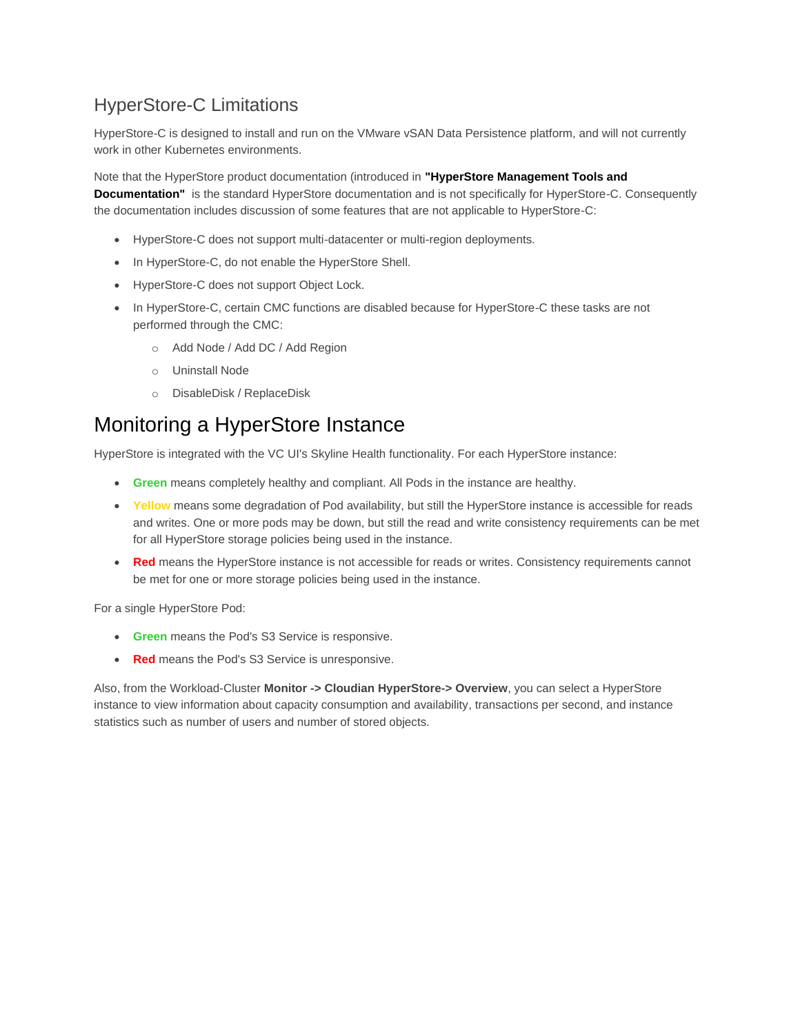### HyperStore-C Limitations

HyperStore-C is designed to install and run on the VMware vSAN Data Persistence platform, and will not currently work in other Kubernetes environments.

Note that the HyperStore product documentation (introduced in **"HyperStore Management Tools and Documentation"** is the standard HyperStore documentation and is not specifically for HyperStore-C. Consequently the documentation includes discussion of some features that are not applicable to HyperStore-C:

- HyperStore-C does not support multi-datacenter or multi-region deployments.
- In HyperStore-C, do not enable the HyperStore Shell.
- HyperStore-C does not support Object Lock.
- In HyperStore-C, certain CMC functions are disabled because for HyperStore-C these tasks are not performed through the CMC:
  - Add Node / Add DC / Add Region
  - Uninstall Node
  - DisableDisk / ReplaceDisk

## Monitoring a HyperStore Instance

HyperStore is integrated with the VC UI's Skyline Health functionality. For each HyperStore instance:

- **Green** means completely healthy and compliant. All Pods in the instance are healthy.
- **Yellow** means some degradation of Pod availability, but still the HyperStore instance is accessible for reads and writes. One or more pods may be down, but still the read and write consistency requirements can be met for all HyperStore storage policies being used in the instance.
- **Red** means the HyperStore instance is not accessible for reads or writes. Consistency requirements cannot be met for one or more storage policies being used in the instance.

For a single HyperStore Pod:

- **Green** means the Pod's S3 Service is responsive.
- **Red** means the Pod's S3 Service is unresponsive.

Also, from the Workload-Cluster **Monitor -> Cloudian HyperStore-> Overview**, you can select a HyperStore instance to view information about capacity consumption and availability, transactions per second, and instance statistics such as number of users and number of stored objects.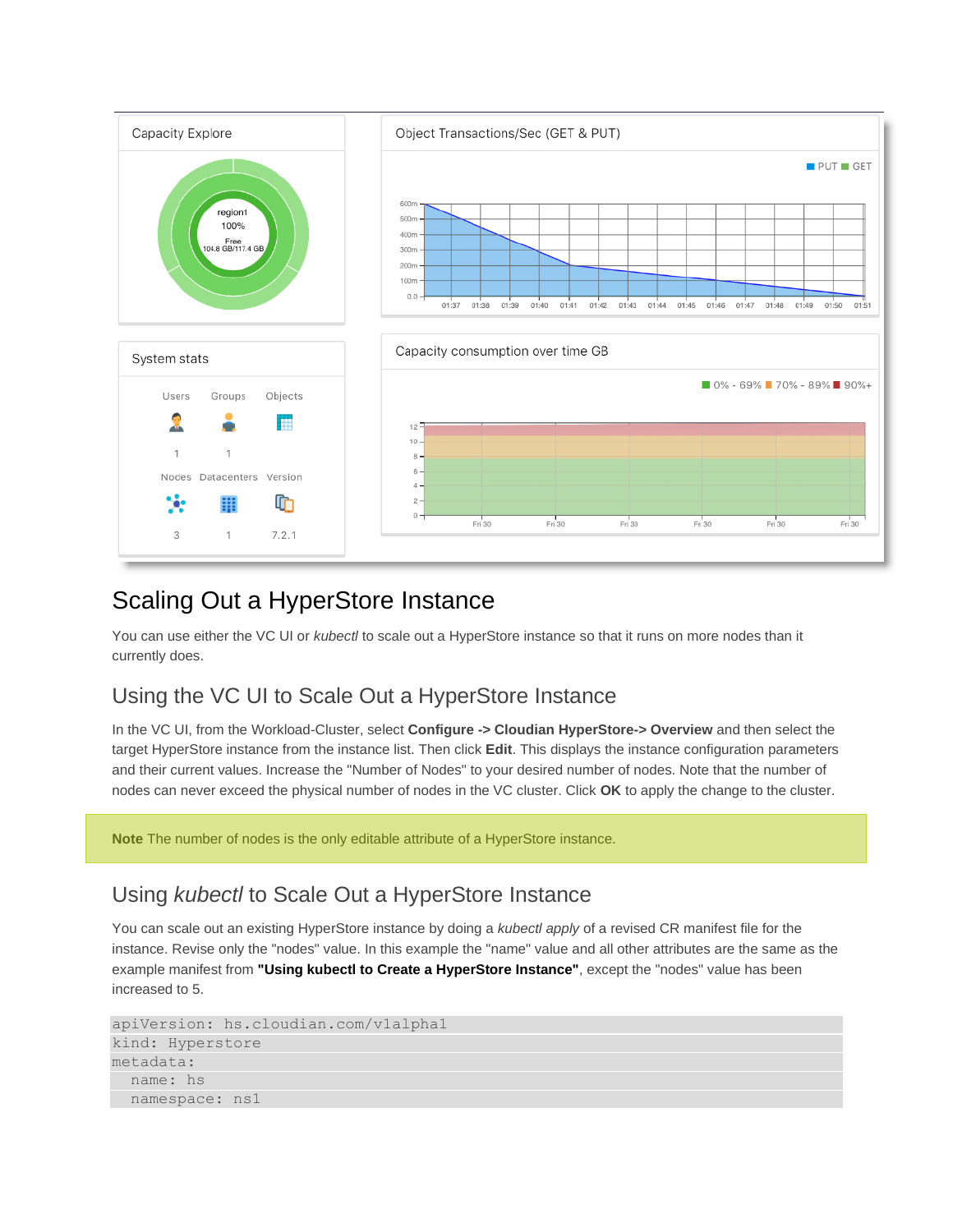## Scaling Out a HyperStore Instance

You can use either the VC UI or *kubectl* to scale out a HyperStore instance so that it runs on more nodes than it currently does.

### Using the VC UI to Scale Out a HyperStore Instance

In the VC UI, from the Workload-Cluster, select **Configure -> Cloudian HyperStore-> Overview** and then select the target HyperStore instance from the instance list. Then click **Edit**. This displays the instance configuration parameters and their current values. Increase the "Number of Nodes" to your desired number of nodes. Note that the number of nodes can never exceed the physical number of nodes in the VC cluster. Click **OK** to apply the change to the cluster.

**Note** The number of nodes is the only editable attribute of a HyperStore instance.

### Using *kubectl* to Scale Out a HyperStore Instance

You can scale out an existing HyperStore instance by doing a *kubectl apply* of a revised CR manifest file for the instance. Revise only the "nodes" value. In this example the "name" value and all other attributes are the same as the example manifest from **"Using kubectl to Create a HyperStore Instance"**, except the "nodes" value has been increased to 5.

```
apiVersion: hs.cloudian.com/v1alpha1
kind: Hyperstore
metadata:
  name: hs
  namespace: ns1
```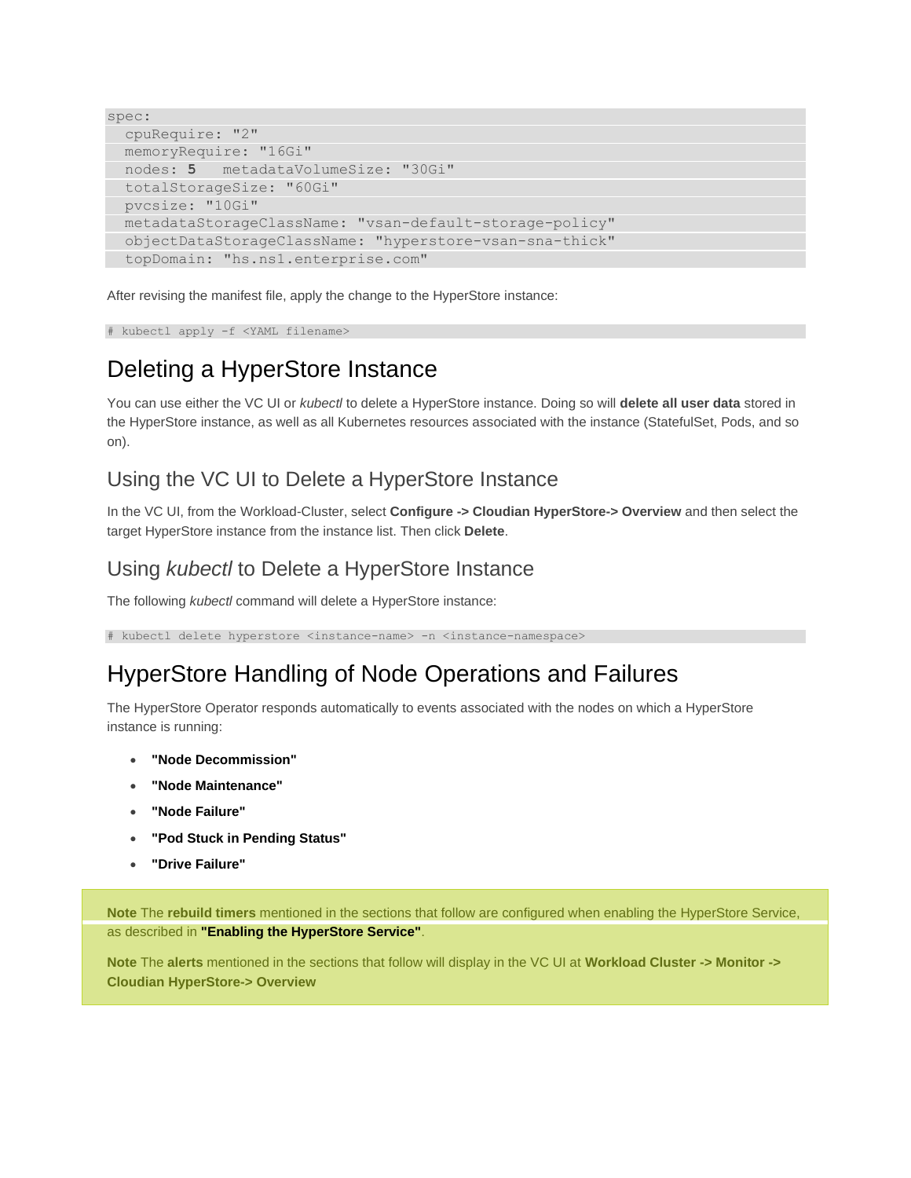```
spec:
  cpuRequire: "2"
  memoryRequire: "16Gi"
  nodes: 5   metadataVolumeSize: "30Gi"
  totalStorageSize: "60Gi"
  pvcsize: "10Gi"
  metadataStorageClassName: "vsan-default-storage-policy"
  objectDataStorageClassName: "hyperstore-vsan-sna-thick"
  topDomain: "hs.ns1.enterprise.com"
```

After revising the manifest file, apply the change to the HyperStore instance:

```
# kubectl apply -f <YAML filename>
```

# Deleting a HyperStore Instance

You can use either the VC UI or *kubectl* to delete a HyperStore instance. Doing so will **delete all user data** stored in the HyperStore instance, as well as all Kubernetes resources associated with the instance (StatefulSet, Pods, and so on).

## Using the VC UI to Delete a HyperStore Instance

In the VC UI, from the Workload-Cluster, select **Configure -> Cloudian HyperStore-> Overview** and then select the target HyperStore instance from the instance list. Then click **Delete**.

## Using *kubectl* to Delete a HyperStore Instance

The following *kubectl* command will delete a HyperStore instance:

```
# kubectl delete hyperstore <instance-name> -n <instance-namespace>
```

# HyperStore Handling of Node Operations and Failures

The HyperStore Operator responds automatically to events associated with the nodes on which a HyperStore instance is running:

- **"Node Decommission"**
- **"Node Maintenance"**
- **"Node Failure"**
- **"Pod Stuck in Pending Status"**
- **"Drive Failure"**

**Note** The **rebuild timers** mentioned in the sections that follow are configured when enabling the HyperStore Service, as described in **"Enabling the HyperStore Service"**.

**Note** The **alerts** mentioned in the sections that follow will display in the VC UI at **Workload Cluster -> Monitor -> Cloudian HyperStore-> Overview**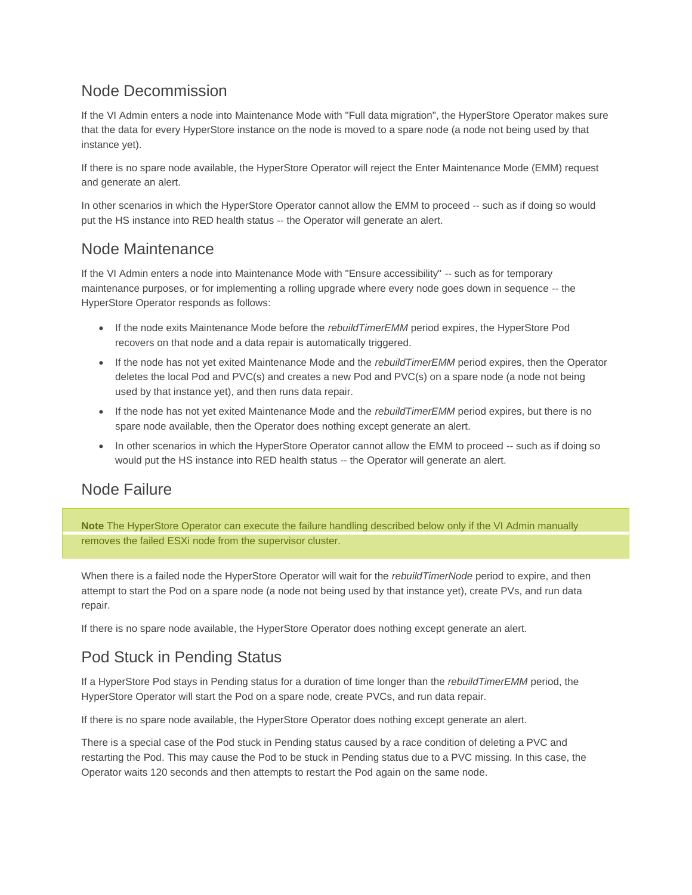## Node Decommission

If the VI Admin enters a node into Maintenance Mode with "Full data migration", the HyperStore Operator makes sure that the data for every HyperStore instance on the node is moved to a spare node (a node not being used by that instance yet).

If there is no spare node available, the HyperStore Operator will reject the Enter Maintenance Mode (EMM) request and generate an alert.

In other scenarios in which the HyperStore Operator cannot allow the EMM to proceed -- such as if doing so would put the HS instance into RED health status -- the Operator will generate an alert.

## Node Maintenance

If the VI Admin enters a node into Maintenance Mode with "Ensure accessibility" -- such as for temporary maintenance purposes, or for implementing a rolling upgrade where every node goes down in sequence -- the HyperStore Operator responds as follows:

- If the node exits Maintenance Mode before the *rebuildTimerEMM* period expires, the HyperStore Pod recovers on that node and a data repair is automatically triggered.
- If the node has not yet exited Maintenance Mode and the *rebuildTimerEMM* period expires, then the Operator deletes the local Pod and PVC(s) and creates a new Pod and PVC(s) on a spare node (a node not being used by that instance yet), and then runs data repair.
- If the node has not yet exited Maintenance Mode and the *rebuildTimerEMM* period expires, but there is no spare node available, then the Operator does nothing except generate an alert.
- In other scenarios in which the HyperStore Operator cannot allow the EMM to proceed -- such as if doing so would put the HS instance into RED health status -- the Operator will generate an alert.

## Node Failure

> **Note** The HyperStore Operator can execute the failure handling described below only if the VI Admin manually removes the failed ESXi node from the supervisor cluster.

When there is a failed node the HyperStore Operator will wait for the *rebuildTimerNode* period to expire, and then attempt to start the Pod on a spare node (a node not being used by that instance yet), create PVs, and run data repair.

If there is no spare node available, the HyperStore Operator does nothing except generate an alert.

## Pod Stuck in Pending Status

If a HyperStore Pod stays in Pending status for a duration of time longer than the *rebuildTimerEMM* period, the HyperStore Operator will start the Pod on a spare node, create PVCs, and run data repair.

If there is no spare node available, the HyperStore Operator does nothing except generate an alert.

There is a special case of the Pod stuck in Pending status caused by a race condition of deleting a PVC and restarting the Pod. This may cause the Pod to be stuck in Pending status due to a PVC missing. In this case, the Operator waits 120 seconds and then attempts to restart the Pod again on the same node.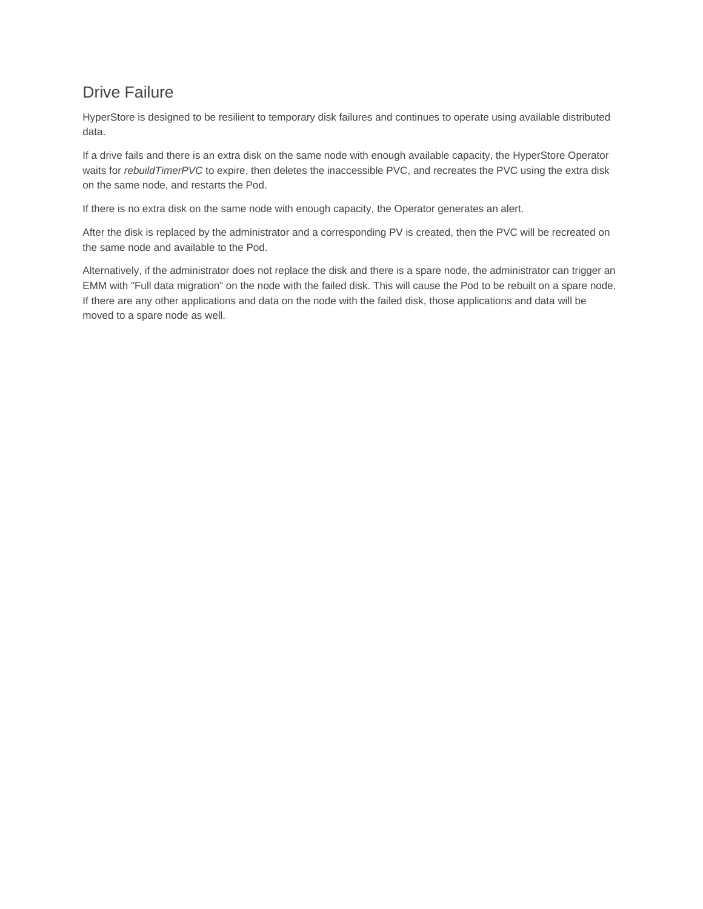## Drive Failure

HyperStore is designed to be resilient to temporary disk failures and continues to operate using available distributed data.

If a drive fails and there is an extra disk on the same node with enough available capacity, the HyperStore Operator waits for *rebuildTimerPVC* to expire, then deletes the inaccessible PVC, and recreates the PVC using the extra disk on the same node, and restarts the Pod.

If there is no extra disk on the same node with enough capacity, the Operator generates an alert.

After the disk is replaced by the administrator and a corresponding PV is created, then the PVC will be recreated on the same node and available to the Pod.

Alternatively, if the administrator does not replace the disk and there is a spare node, the administrator can trigger an EMM with "Full data migration" on the node with the failed disk. This will cause the Pod to be rebuilt on a spare node. If there are any other applications and data on the node with the failed disk, those applications and data will be moved to a spare node as well.